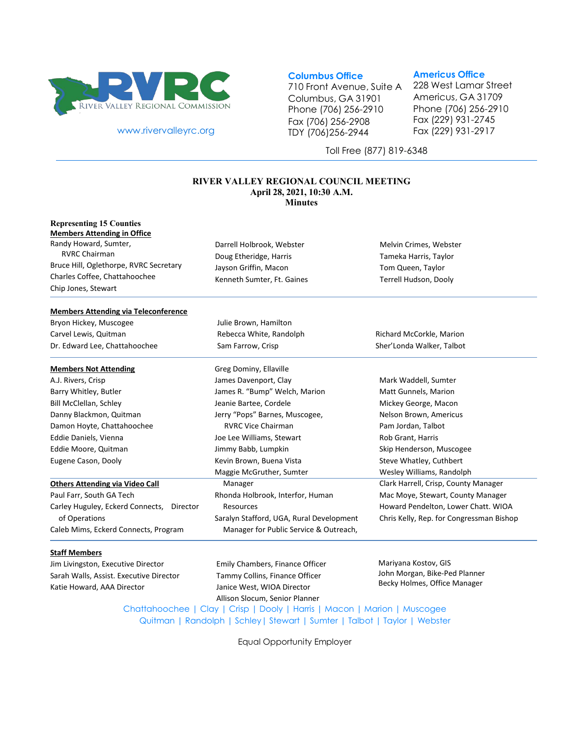RIVER VALLEY REGIONAL COMMISSION

www.rivervalleyrc.org

**Columbus Office**
710 Front Avenue, Suite A
Columbus, GA 31901
Phone (706) 256-2910
Fax (706) 256-2908
TDY (706)256-2944

**Americus Office**
228 West Lamar Street
Americus, GA 31709
Phone (706) 256-2910
Fax (229) 931-2745
Fax (229) 931-2917

Toll Free (877) 819-6348

# RIVER VALLEY REGIONAL COUNCIL MEETING
**April 28, 2021, 10:30 A.M.**
**Minutes**

**Representing 15 Counties**

**Members Attending in Office**

- Randy Howard, Sumter, RVRC Chairman
- Bruce Hill, Oglethorpe, RVRC Secretary
- Charles Coffee, Chattahoochee
- Chip Jones, Stewart
- Darrell Holbrook, Webster
- Doug Etheridge, Harris
- Jayson Griffin, Macon
- Kenneth Sumter, Ft. Gaines
- Melvin Crimes, Webster
- Tameka Harris, Taylor
- Tom Queen, Taylor
- Terrell Hudson, Dooly

**Members Attending via Teleconference**

- Bryon Hickey, Muscogee
- Carvel Lewis, Quitman
- Dr. Edward Lee, Chattahoochee
- Julie Brown, Hamilton
- Rebecca White, Randolph
- Sam Farrow, Crisp
- Richard McCorkle, Marion
- Sher'Londa Walker, Talbot

**Members Not Attending**

- A.J. Rivers, Crisp
- Barry Whitley, Butler
- Bill McClellan, Schley
- Danny Blackmon, Quitman
- Damon Hoyte, Chattahoochee
- Eddie Daniels, Vienna
- Eddie Moore, Quitman
- Eugene Cason, Dooly
- Greg Dominy, Ellaville
- James Davenport, Clay
- James R. "Bump" Welch, Marion
- Jeanie Bartee, Cordele
- Jerry "Pops" Barnes, Muscogee, RVRC Vice Chairman
- Joe Lee Williams, Stewart
- Jimmy Babb, Lumpkin
- Kevin Brown, Buena Vista
- Maggie McGruther, Sumter
- Mark Waddell, Sumter
- Matt Gunnels, Marion
- Mickey George, Macon
- Nelson Brown, Americus
- Pam Jordan, Talbot
- Rob Grant, Harris
- Skip Henderson, Muscogee
- Steve Whatley, Cuthbert
- Wesley Williams, Randolph

**Others Attending via Video Call**

- Paul Farr, South GA Tech
- Carley Huguley, Eckerd Connects, Director of Operations
- Caleb Mims, Eckerd Connects, Program Manager
- Rhonda Holbrook, Interfor, Human Resources
- Saralyn Stafford, UGA, Rural Development Manager for Public Service & Outreach,
- Clark Harrell, Crisp, County Manager
- Mac Moye, Stewart, County Manager
- Howard Pendelton, Lower Chatt. WIOA
- Chris Kelly, Rep. for Congressman Bishop

**Staff Members**

- Jim Livingston, Executive Director
- Sarah Walls, Assist. Executive Director
- Katie Howard, AAA Director
- Emily Chambers, Finance Officer
- Tammy Collins, Finance Officer
- Janice West, WIOA Director
- Allison Slocum, Senior Planner
- Mariyana Kostov, GIS
- John Morgan, Bike-Ped Planner
- Becky Holmes, Office Manager

Chattahoochee | Clay | Crisp | Dooly | Harris | Macon | Marion | Muscogee
Quitman | Randolph | Schley | Stewart | Sumter | Talbot | Taylor | Webster

Equal Opportunity Employer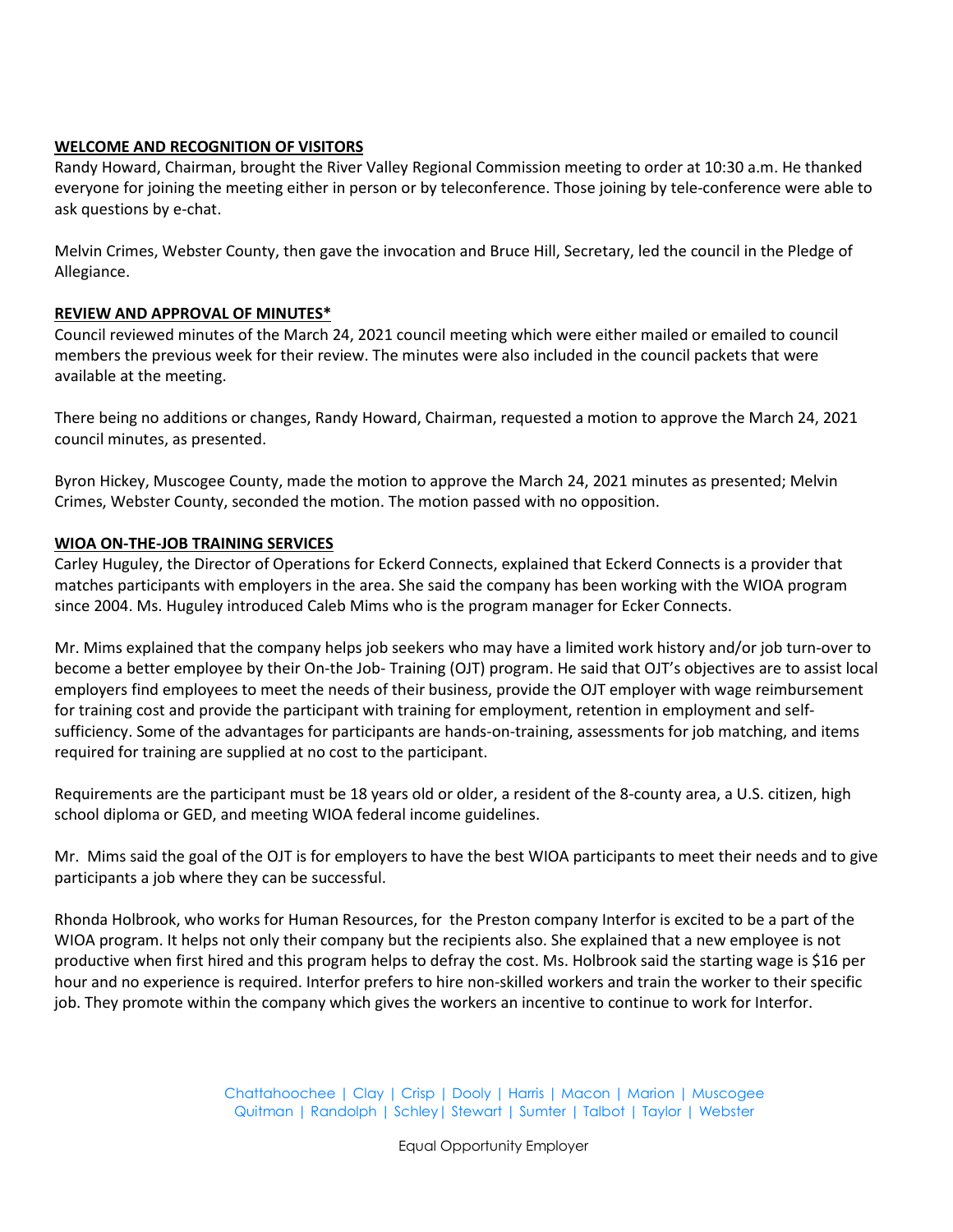**WELCOME AND RECOGNITION OF VISITORS**

Randy Howard, Chairman, brought the River Valley Regional Commission meeting to order at 10:30 a.m. He thanked everyone for joining the meeting either in person or by teleconference. Those joining by tele-conference were able to ask questions by e-chat.

Melvin Crimes, Webster County, then gave the invocation and Bruce Hill, Secretary, led the council in the Pledge of Allegiance.

**REVIEW AND APPROVAL OF MINUTES***

Council reviewed minutes of the March 24, 2021 council meeting which were either mailed or emailed to council members the previous week for their review. The minutes were also included in the council packets that were available at the meeting.

There being no additions or changes, Randy Howard, Chairman, requested a motion to approve the March 24, 2021 council minutes, as presented.

Byron Hickey, Muscogee County, made the motion to approve the March 24, 2021 minutes as presented; Melvin Crimes, Webster County, seconded the motion. The motion passed with no opposition.

**WIOA ON-THE-JOB TRAINING SERVICES**

Carley Huguley, the Director of Operations for Eckerd Connects, explained that Eckerd Connects is a provider that matches participants with employers in the area. She said the company has been working with the WIOA program since 2004. Ms. Huguley introduced Caleb Mims who is the program manager for Ecker Connects.

Mr. Mims explained that the company helps job seekers who may have a limited work history and/or job turn-over to become a better employee by their On-the Job- Training (OJT) program. He said that OJT's objectives are to assist local employers find employees to meet the needs of their business, provide the OJT employer with wage reimbursement for training cost and provide the participant with training for employment, retention in employment and self-sufficiency. Some of the advantages for participants are hands-on-training, assessments for job matching, and items required for training are supplied at no cost to the participant.

Requirements are the participant must be 18 years old or older, a resident of the 8-county area, a U.S. citizen, high school diploma or GED, and meeting WIOA federal income guidelines.

Mr. Mims said the goal of the OJT is for employers to have the best WIOA participants to meet their needs and to give participants a job where they can be successful.

Rhonda Holbrook, who works for Human Resources, for the Preston company Interfor is excited to be a part of the WIOA program. It helps not only their company but the recipients also. She explained that a new employee is not productive when first hired and this program helps to defray the cost. Ms. Holbrook said the starting wage is $16 per hour and no experience is required. Interfor prefers to hire non-skilled workers and train the worker to their specific job. They promote within the company which gives the workers an incentive to continue to work for Interfor.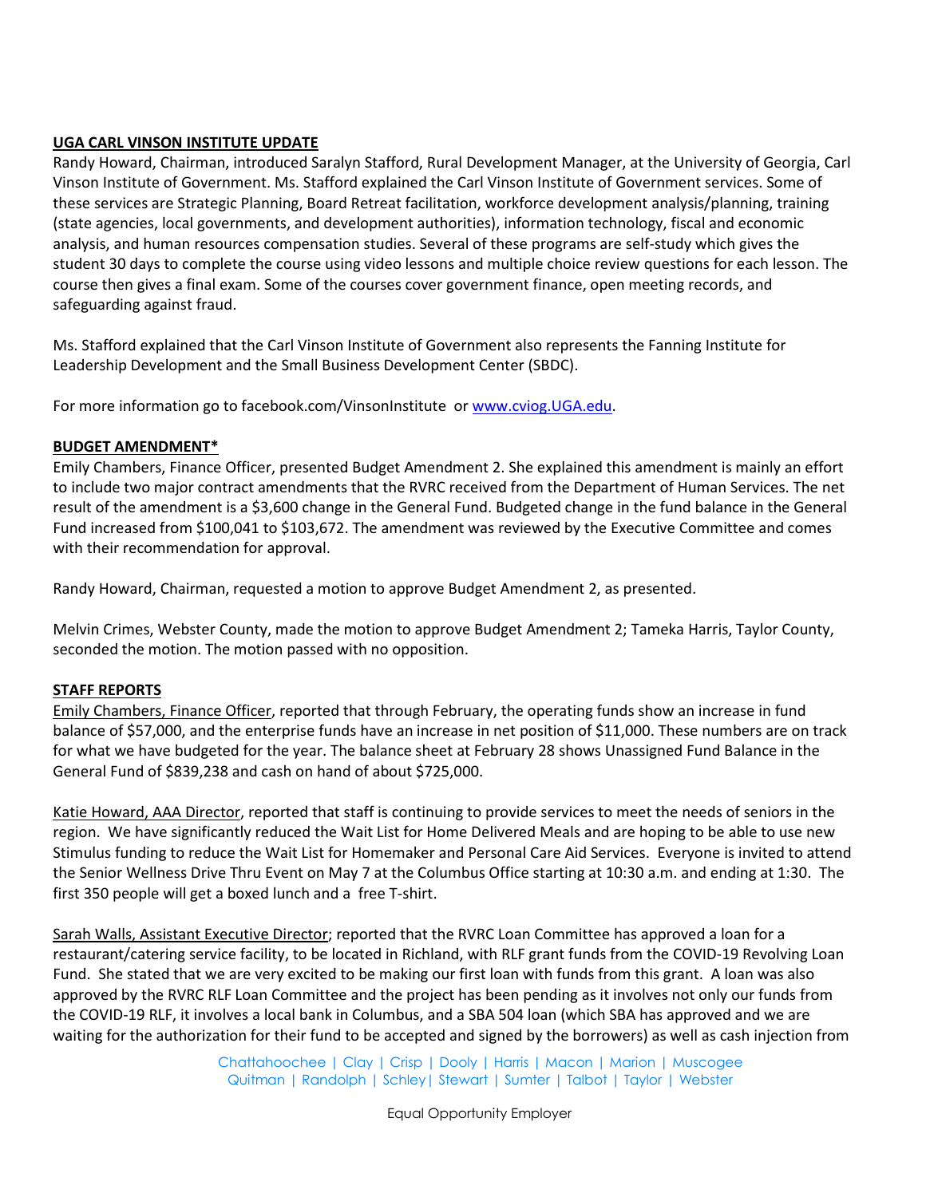**UGA CARL VINSON INSTITUTE UPDATE**

Randy Howard, Chairman, introduced Saralyn Stafford, Rural Development Manager, at the University of Georgia, Carl Vinson Institute of Government. Ms. Stafford explained the Carl Vinson Institute of Government services. Some of these services are Strategic Planning, Board Retreat facilitation, workforce development analysis/planning, training (state agencies, local governments, and development authorities), information technology, fiscal and economic analysis, and human resources compensation studies. Several of these programs are self-study which gives the student 30 days to complete the course using video lessons and multiple choice review questions for each lesson. The course then gives a final exam. Some of the courses cover government finance, open meeting records, and safeguarding against fraud.

Ms. Stafford explained that the Carl Vinson Institute of Government also represents the Fanning Institute for Leadership Development and the Small Business Development Center (SBDC).

For more information go to facebook.com/VinsonInstitute or [www.cviog.UGA.edu](http://www.cviog.UGA.edu).

**BUDGET AMENDMENT***

Emily Chambers, Finance Officer, presented Budget Amendment 2. She explained this amendment is mainly an effort to include two major contract amendments that the RVRC received from the Department of Human Services. The net result of the amendment is a $3,600 change in the General Fund. Budgeted change in the fund balance in the General Fund increased from $100,041 to $103,672. The amendment was reviewed by the Executive Committee and comes with their recommendation for approval.

Randy Howard, Chairman, requested a motion to approve Budget Amendment 2, as presented.

Melvin Crimes, Webster County, made the motion to approve Budget Amendment 2; Tameka Harris, Taylor County, seconded the motion. The motion passed with no opposition.

**STAFF REPORTS**

Emily Chambers, Finance Officer, reported that through February, the operating funds show an increase in fund balance of $57,000, and the enterprise funds have an increase in net position of $11,000. These numbers are on track for what we have budgeted for the year. The balance sheet at February 28 shows Unassigned Fund Balance in the General Fund of $839,238 and cash on hand of about $725,000.

Katie Howard, AAA Director, reported that staff is continuing to provide services to meet the needs of seniors in the region. We have significantly reduced the Wait List for Home Delivered Meals and are hoping to be able to use new Stimulus funding to reduce the Wait List for Homemaker and Personal Care Aid Services. Everyone is invited to attend the Senior Wellness Drive Thru Event on May 7 at the Columbus Office starting at 10:30 a.m. and ending at 1:30. The first 350 people will get a boxed lunch and a free T-shirt.

Sarah Walls, Assistant Executive Director; reported that the RVRC Loan Committee has approved a loan for a restaurant/catering service facility, to be located in Richland, with RLF grant funds from the COVID-19 Revolving Loan Fund. She stated that we are very excited to be making our first loan with funds from this grant. A loan was also approved by the RVRC RLF Loan Committee and the project has been pending as it involves not only our funds from the COVID-19 RLF, it involves a local bank in Columbus, and a SBA 504 loan (which SBA has approved and we are waiting for the authorization for their fund to be accepted and signed by the borrowers) as well as cash injection from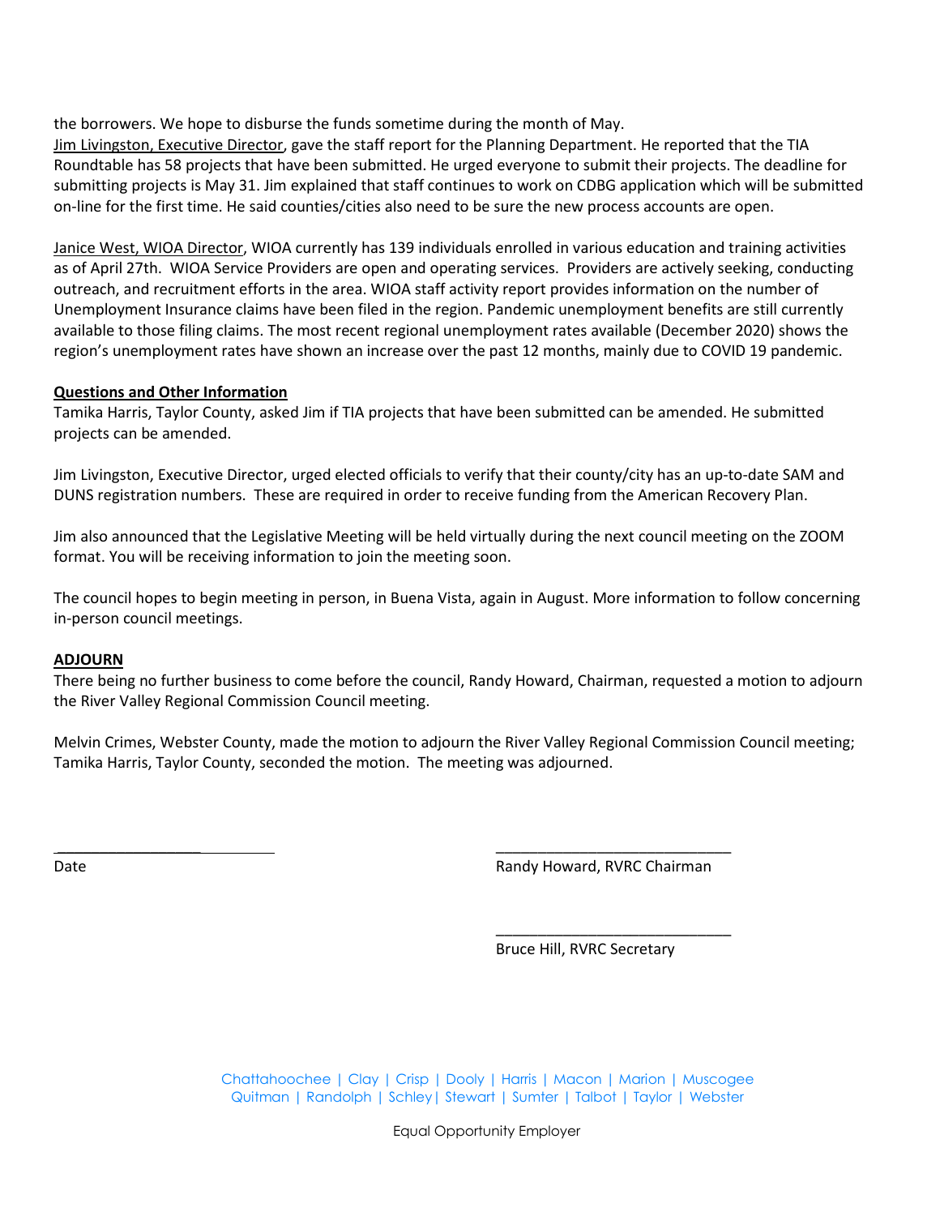the borrowers. We hope to disburse the funds sometime during the month of May.

Jim Livingston, Executive Director, gave the staff report for the Planning Department. He reported that the TIA Roundtable has 58 projects that have been submitted. He urged everyone to submit their projects. The deadline for submitting projects is May 31. Jim explained that staff continues to work on CDBG application which will be submitted on-line for the first time. He said counties/cities also need to be sure the new process accounts are open.

Janice West, WIOA Director, WIOA currently has 139 individuals enrolled in various education and training activities as of April 27th. WIOA Service Providers are open and operating services. Providers are actively seeking, conducting outreach, and recruitment efforts in the area. WIOA staff activity report provides information on the number of Unemployment Insurance claims have been filed in the region. Pandemic unemployment benefits are still currently available to those filing claims. The most recent regional unemployment rates available (December 2020) shows the region's unemployment rates have shown an increase over the past 12 months, mainly due to COVID 19 pandemic.

**Questions and Other Information**

Tamika Harris, Taylor County, asked Jim if TIA projects that have been submitted can be amended. He submitted projects can be amended.

Jim Livingston, Executive Director, urged elected officials to verify that their county/city has an up-to-date SAM and DUNS registration numbers. These are required in order to receive funding from the American Recovery Plan.

Jim also announced that the Legislative Meeting will be held virtually during the next council meeting on the ZOOM format. You will be receiving information to join the meeting soon.

The council hopes to begin meeting in person, in Buena Vista, again in August. More information to follow concerning in-person council meetings.

**ADJOURN**

There being no further business to come before the council, Randy Howard, Chairman, requested a motion to adjourn the River Valley Regional Commission Council meeting.

Melvin Crimes, Webster County, made the motion to adjourn the River Valley Regional Commission Council meeting; Tamika Harris, Taylor County, seconded the motion. The meeting was adjourned.

___________________________ Date

___________________________ Randy Howard, RVRC Chairman

___________________________ Bruce Hill, RVRC Secretary

Chattahoochee | Clay | Crisp | Dooly | Harris | Macon | Marion | Muscogee
Quitman | Randolph | Schley | Stewart | Sumter | Talbot | Taylor | Webster

Equal Opportunity Employer